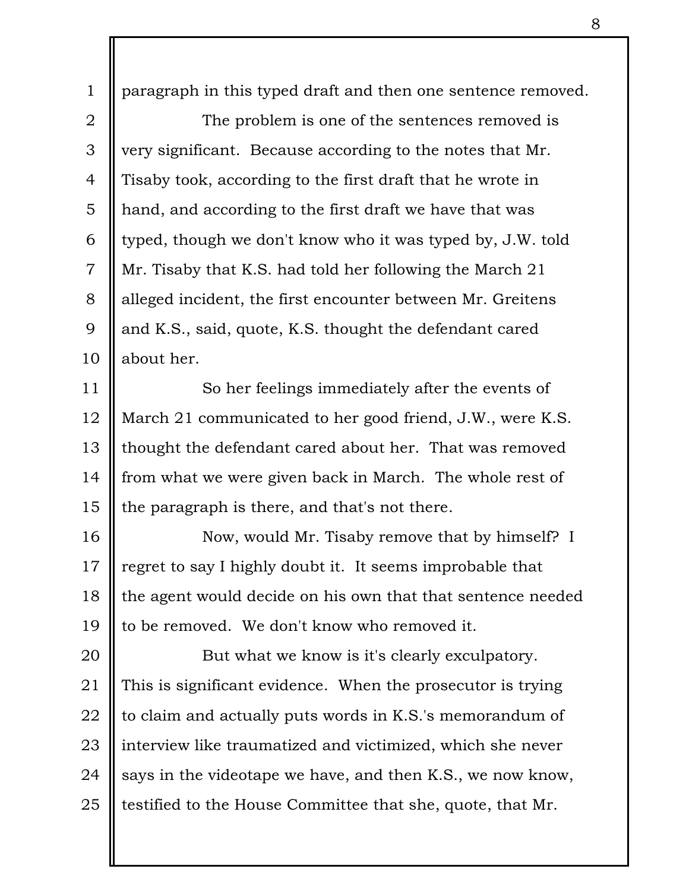paragraph in this typed draft and then one sentence removed.

The problem is one of the sentences removed is very significant. Because according to the notes that Mr. Tisaby took, according to the first draft that he wrote in hand, and according to the first draft we have that was typed, though we don't know who it was typed by, J.W. told Mr. Tisaby that K.S. had told her following the March 21 alleged incident, the first encounter between Mr. Greitens and K.S., said, quote, K.S. thought the defendant cared about her.

So her feelings immediately after the events of March 21 communicated to her good friend, J.W., were K.S. thought the defendant cared about her. That was removed from what we were given back in March. The whole rest of the paragraph is there, and that's not there.

Now, would Mr. Tisaby remove that by himself? I regret to say I highly doubt it. It seems improbable that the agent would decide on his own that that sentence needed to be removed. We don't know who removed it.

But what we know is it's clearly exculpatory. This is significant evidence. When the prosecutor is trying to claim and actually puts words in K.S.'s memorandum of interview like traumatized and victimized, which she never says in the videotape we have, and then K.S., we now know, testified to the House Committee that she, quote, that Mr.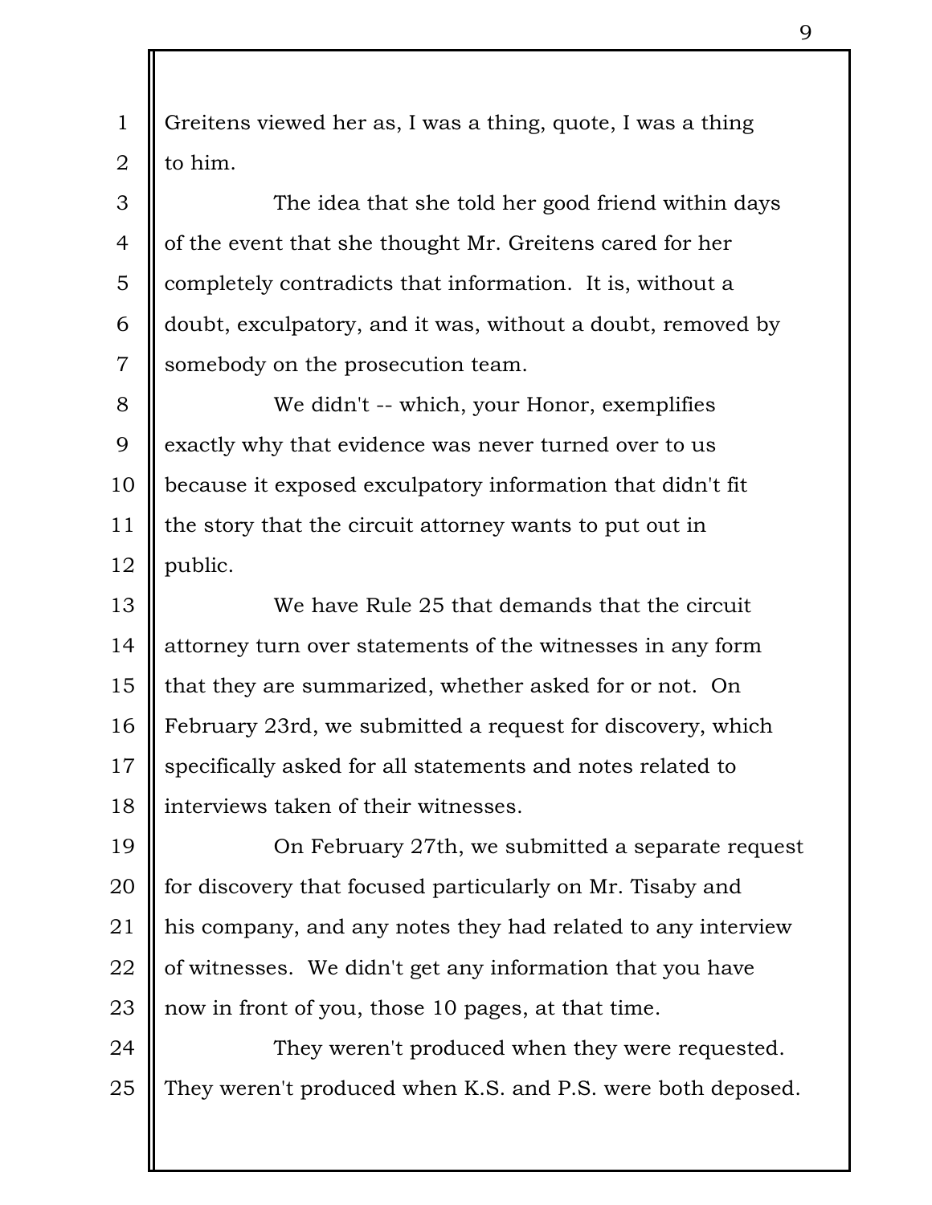Greitens viewed her as, I was a thing, quote, I was a thing to him.

The idea that she told her good friend within days of the event that she thought Mr. Greitens cared for her completely contradicts that information. It is, without a doubt, exculpatory, and it was, without a doubt, removed by somebody on the prosecution team.

We didn't -- which, your Honor, exemplifies exactly why that evidence was never turned over to us because it exposed exculpatory information that didn't fit the story that the circuit attorney wants to put out in public.

We have Rule 25 that demands that the circuit attorney turn over statements of the witnesses in any form that they are summarized, whether asked for or not. On February 23rd, we submitted a request for discovery, which specifically asked for all statements and notes related to interviews taken of their witnesses.

On February 27th, we submitted a separate request for discovery that focused particularly on Mr. Tisaby and his company, and any notes they had related to any interview of witnesses. We didn't get any information that you have now in front of you, those 10 pages, at that time.

They weren't produced when they were requested. They weren't produced when K.S. and P.S. were both deposed.